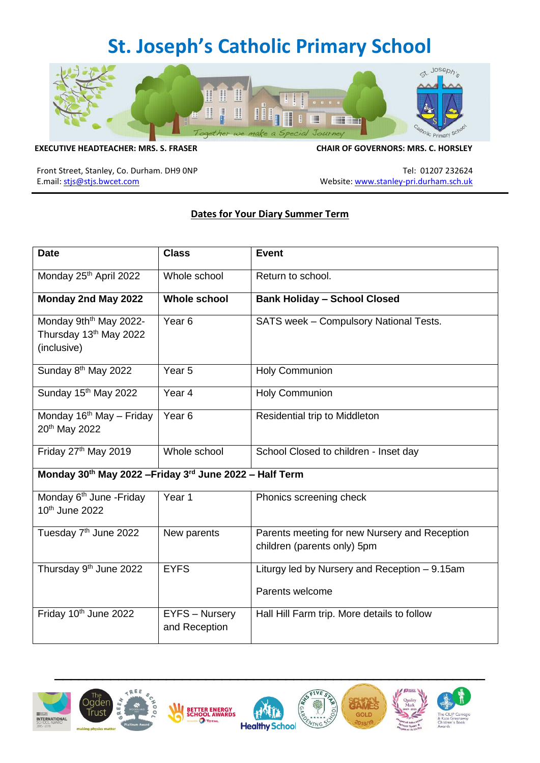# St. Joseph's Catholic Primary School

Together we make a Special Journey

**EXECUTIVE HEADTEACHER: MRS. S. FRASER** **CHAIR OF GOVERNORS: MRS. C. HORSLEY**

Front Street, Stanley, Co. Durham. DH9 0NP
E.mail: stjs@stjs.bwcet.com

Tel: 01207 232624
Website: www.stanley-pri.durham.sch.uk

## Dates for Your Diary Summer Term

| Date | Class | Event |
|---|---|---|
| Monday 25th April 2022 | Whole school | Return to school. |
| **Monday 2nd May 2022** | **Whole school** | **Bank Holiday – School Closed** |
| Monday 9th May 2022- Thursday 13th May 2022 (inclusive) | Year 6 | SATS week – Compulsory National Tests. |
| Sunday 8th May 2022 | Year 5 | Holy Communion |
| Sunday 15th May 2022 | Year 4 | Holy Communion |
| Monday 16th May – Friday 20th May 2022 | Year 6 | Residential trip to Middleton |
| Friday 27th May 2019 | Whole school | School Closed to children - Inset day |
| **Monday 30th May 2022 –Friday 3rd June 2022 – Half Term** | | |
| Monday 6th June -Friday 10th June 2022 | Year 1 | Phonics screening check |
| Tuesday 7th June 2022 | New parents | Parents meeting for new Nursery and Reception children (parents only) 5pm |
| Thursday 9th June 2022 | EYFS | Liturgy led by Nursery and Reception – 9.15am<br><br>Parents welcome |
| Friday 10th June 2022 | EYFS – Nursery and Reception | Hall Hill Farm trip. More details to follow |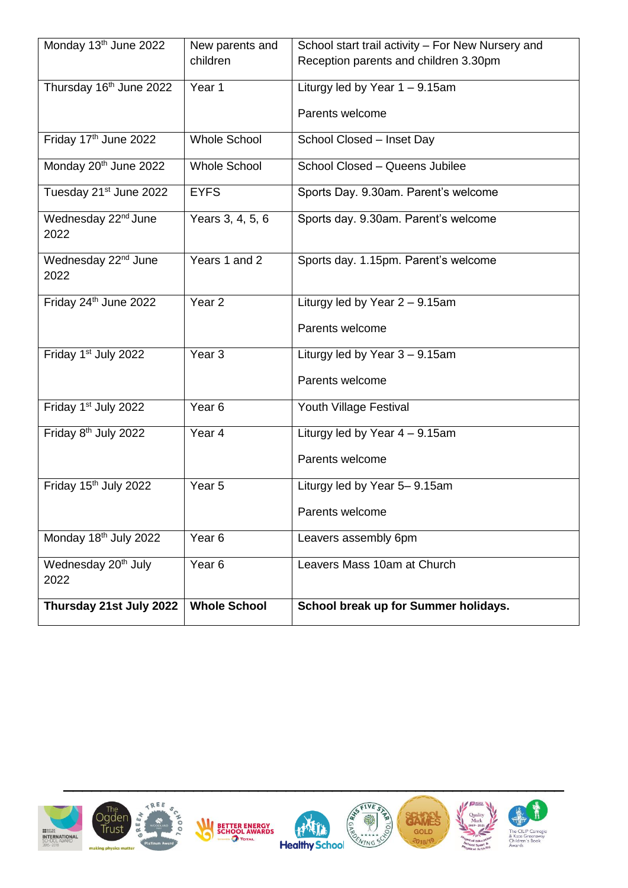| | | |
|---|---|---|
| Monday 13th June 2022 | New parents and children | School start trail activity – For New Nursery and Reception parents and children 3.30pm |
| Thursday 16th June 2022 | Year 1 | Liturgy led by Year 1 – 9.15am<br><br>Parents welcome |
| Friday 17th June 2022 | Whole School | School Closed – Inset Day |
| Monday 20th June 2022 | Whole School | School Closed – Queens Jubilee |
| Tuesday 21st June 2022 | EYFS | Sports Day. 9.30am. Parent's welcome |
| Wednesday 22nd June 2022 | Years 3, 4, 5, 6 | Sports day. 9.30am. Parent's welcome |
| Wednesday 22nd June 2022 | Years 1 and 2 | Sports day. 1.15pm. Parent's welcome |
| Friday 24th June 2022 | Year 2 | Liturgy led by Year 2 – 9.15am<br><br>Parents welcome |
| Friday 1st July 2022 | Year 3 | Liturgy led by Year 3 – 9.15am<br><br>Parents welcome |
| Friday 1st July 2022 | Year 6 | Youth Village Festival |
| Friday 8th July 2022 | Year 4 | Liturgy led by Year 4 – 9.15am<br><br>Parents welcome |
| Friday 15th July 2022 | Year 5 | Liturgy led by Year 5– 9.15am<br><br>Parents welcome |
| Monday 18th July 2022 | Year 6 | Leavers assembly 6pm |
| Wednesday 20th July 2022 | Year 6 | Leavers Mass 10am at Church |
| **Thursday 21st July 2022** | **Whole School** | **School break up for Summer holidays.** |